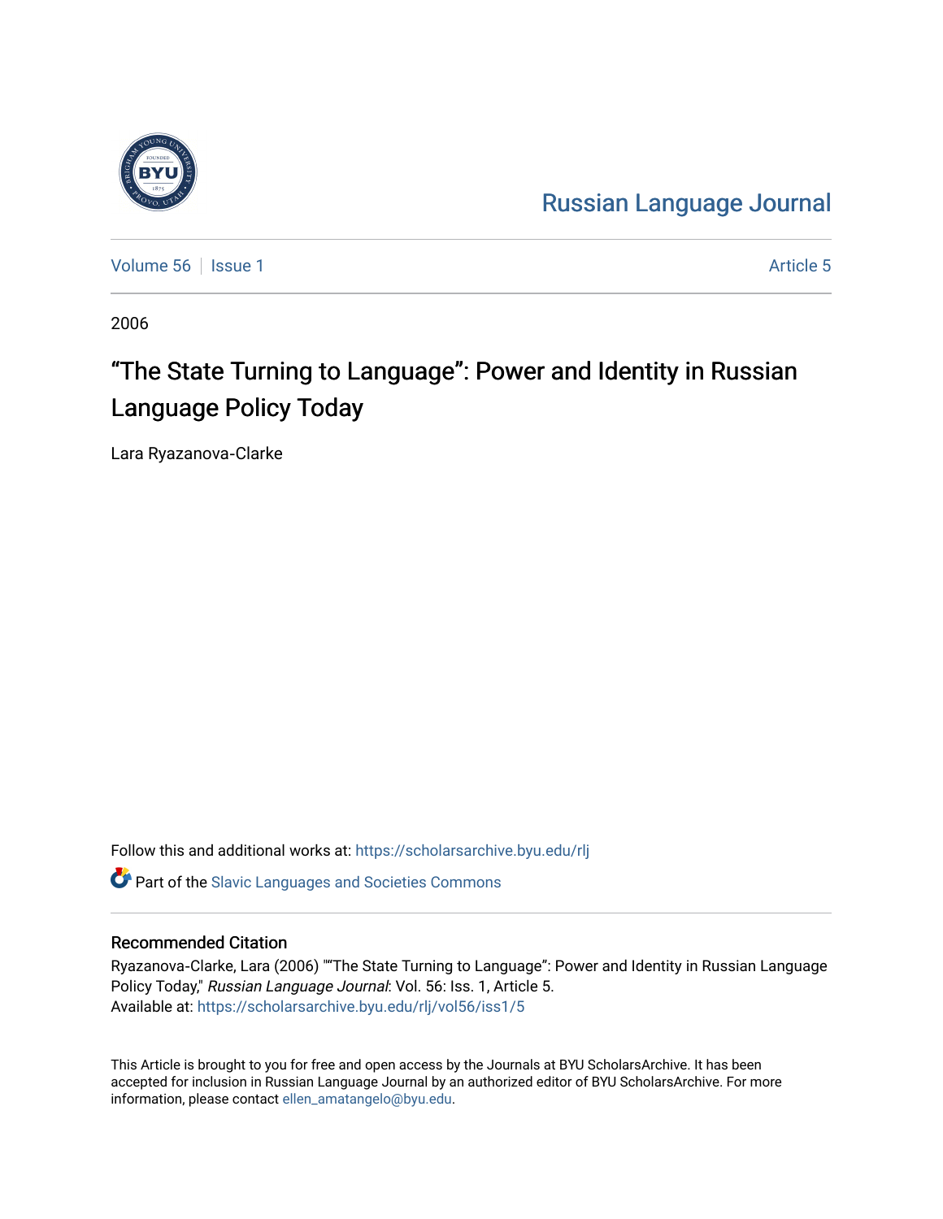Russian Language Journal

Volume 56 | Issue 1 | Article 5

2006

# "The State Turning to Language": Power and Identity in Russian Language Policy Today

Lara Ryazanova-Clarke

Follow this and additional works at: https://scholarsarchive.byu.edu/rlj

Part of the Slavic Languages and Societies Commons

## Recommended Citation

Ryazanova-Clarke, Lara (2006) ""The State Turning to Language": Power and Identity in Russian Language Policy Today," *Russian Language Journal*: Vol. 56: Iss. 1, Article 5.
Available at: https://scholarsarchive.byu.edu/rlj/vol56/iss1/5

This Article is brought to you for free and open access by the Journals at BYU ScholarsArchive. It has been accepted for inclusion in Russian Language Journal by an authorized editor of BYU ScholarsArchive. For more information, please contact ellen_amatangelo@byu.edu.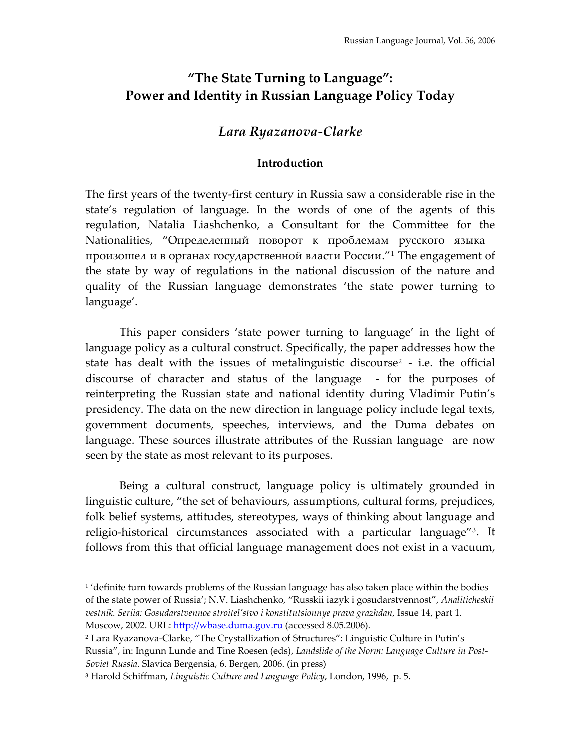# "The State Turning to Language": Power and Identity in Russian Language Policy Today

## *Lara Ryazanova-Clarke*

### Introduction

The first years of the twenty-first century in Russia saw a considerable rise in the state's regulation of language. In the words of one of the agents of this regulation, Natalia Liashchenko, a Consultant for the Committee for the Nationalities, "Определенный поворот к проблемам русского языка произошел и в органах государственной власти России."[1] The engagement of the state by way of regulations in the national discussion of the nature and quality of the Russian language demonstrates 'the state power turning to language'.

This paper considers 'state power turning to language' in the light of language policy as a cultural construct. Specifically, the paper addresses how the state has dealt with the issues of metalinguistic discourse[2] - i.e. the official discourse of character and status of the language - for the purposes of reinterpreting the Russian state and national identity during Vladimir Putin's presidency. The data on the new direction in language policy include legal texts, government documents, speeches, interviews, and the Duma debates on language. These sources illustrate attributes of the Russian language are now seen by the state as most relevant to its purposes.

Being a cultural construct, language policy is ultimately grounded in linguistic culture, "the set of behaviours, assumptions, cultural forms, prejudices, folk belief systems, attitudes, stereotypes, ways of thinking about language and religio-historical circumstances associated with a particular language"[3]. It follows from this that official language management does not exist in a vacuum,

---

[1] 'definite turn towards problems of the Russian language has also taken place within the bodies of the state power of Russia'; N.V. Liashchenko, "Russkii iazyk i gosudarstvennost", *Analiticheskii vestnik. Seriia: Gosudarstvennoe stroitel'stvo i konstitutsionnye prava grazhdan*, Issue 14, part 1. Moscow, 2002. URL: http://wbase.duma.gov.ru (accessed 8.05.2006).

[2] Lara Ryazanova-Clarke, "The Crystallization of Structures": Linguistic Culture in Putin's Russia", in: Ingunn Lunde and Tine Roesen (eds), *Landslide of the Norm: Language Culture in Post-Soviet Russia*. Slavica Bergensia, 6. Bergen, 2006. (in press)

[3] Harold Schiffman, *Linguistic Culture and Language Policy*, London, 1996, p. 5.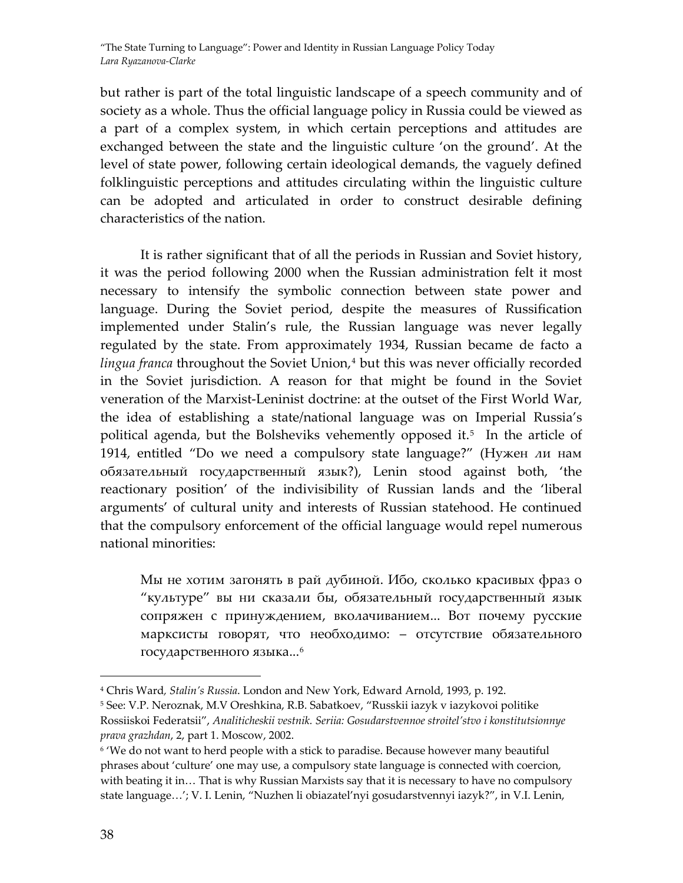but rather is part of the total linguistic landscape of a speech community and of society as a whole. Thus the official language policy in Russia could be viewed as a part of a complex system, in which certain perceptions and attitudes are exchanged between the state and the linguistic culture 'on the ground'. At the level of state power, following certain ideological demands, the vaguely defined folklinguistic perceptions and attitudes circulating within the linguistic culture can be adopted and articulated in order to construct desirable defining characteristics of the nation.

It is rather significant that of all the periods in Russian and Soviet history, it was the period following 2000 when the Russian administration felt it most necessary to intensify the symbolic connection between state power and language. During the Soviet period, despite the measures of Russification implemented under Stalin's rule, the Russian language was never legally regulated by the state. From approximately 1934, Russian became de facto a *lingua franca* throughout the Soviet Union,[4] but this was never officially recorded in the Soviet jurisdiction. A reason for that might be found in the Soviet veneration of the Marxist-Leninist doctrine: at the outset of the First World War, the idea of establishing a state/national language was on Imperial Russia's political agenda, but the Bolsheviks vehemently opposed it.[5] In the article of 1914, entitled "Do we need a compulsory state language?" (Нужен ли нам обязательный государственный язык?), Lenin stood against both, 'the reactionary position' of the indivisibility of Russian lands and the 'liberal arguments' of cultural unity and interests of Russian statehood. He continued that the compulsory enforcement of the official language would repel numerous national minorities:

> Мы не хотим загонять в рай дубиной. Ибо, сколько красивых фраз о "культуре" вы ни сказали бы, обязательный государственный язык сопряжен с принуждением, вколачиванием... Вот почему русские марксисты говорят, что необходимо: – отсутствие обязательного государственного языка...[6]

---

[4] Chris Ward, *Stalin's Russia*. London and New York, Edward Arnold, 1993, p. 192.

[5] See: V.P. Neroznak, M.V Oreshkina, R.B. Sabatkoev, "Russkii iazyk v iazykovoi politike Rossiiskoi Federatsii", *Analiticheskii vestnik. Seriia: Gosudarstvennoe stroitel'stvo i konstitutsionnye prava grazhdan*, 2, part 1. Moscow, 2002.

[6] 'We do not want to herd people with a stick to paradise. Because however many beautiful phrases about 'culture' one may use, a compulsory state language is connected with coercion, with beating it in… That is why Russian Marxists say that it is necessary to have no compulsory state language…'; V. I. Lenin, "Nuzhen li obiazatel'nyi gosudarstvennyi iazyk?", in V.I. Lenin,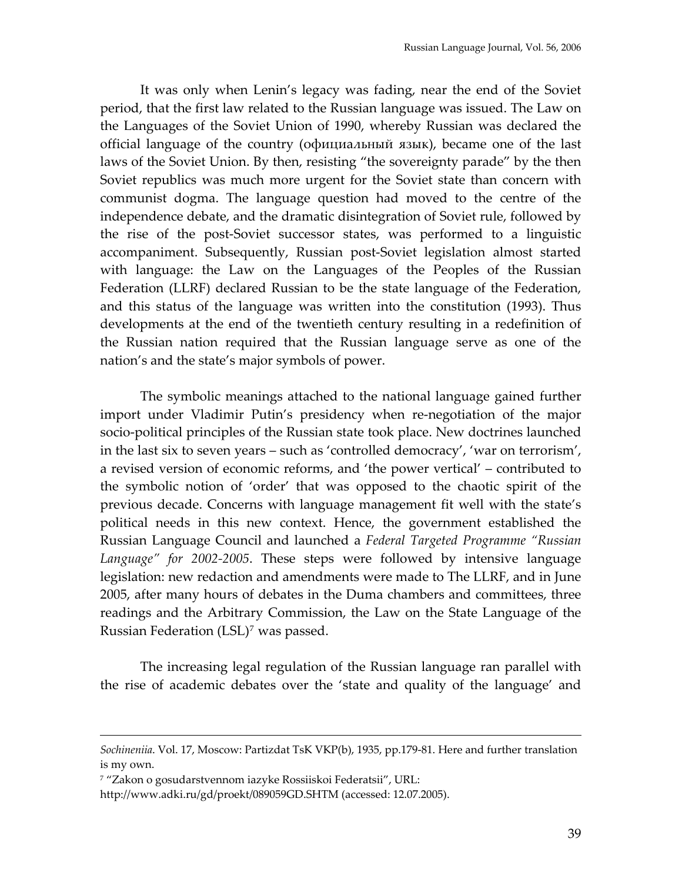It was only when Lenin's legacy was fading, near the end of the Soviet period, that the first law related to the Russian language was issued. The Law on the Languages of the Soviet Union of 1990, whereby Russian was declared the official language of the country (официальный язык), became one of the last laws of the Soviet Union. By then, resisting "the sovereignty parade" by the then Soviet republics was much more urgent for the Soviet state than concern with communist dogma. The language question had moved to the centre of the independence debate, and the dramatic disintegration of Soviet rule, followed by the rise of the post-Soviet successor states, was performed to a linguistic accompaniment. Subsequently, Russian post-Soviet legislation almost started with language: the Law on the Languages of the Peoples of the Russian Federation (LLRF) declared Russian to be the state language of the Federation, and this status of the language was written into the constitution (1993). Thus developments at the end of the twentieth century resulting in a redefinition of the Russian nation required that the Russian language serve as one of the nation's and the state's major symbols of power.

The symbolic meanings attached to the national language gained further import under Vladimir Putin's presidency when re-negotiation of the major socio-political principles of the Russian state took place. New doctrines launched in the last six to seven years – such as 'controlled democracy', 'war on terrorism', a revised version of economic reforms, and 'the power vertical' – contributed to the symbolic notion of 'order' that was opposed to the chaotic spirit of the previous decade. Concerns with language management fit well with the state's political needs in this new context. Hence, the government established the Russian Language Council and launched a *Federal Targeted Programme "Russian Language" for 2002-2005*. These steps were followed by intensive language legislation: new redaction and amendments were made to The LLRF, and in June 2005, after many hours of debates in the Duma chambers and committees, three readings and the Arbitrary Commission, the Law on the State Language of the Russian Federation (LSL)[7] was passed.

The increasing legal regulation of the Russian language ran parallel with the rise of academic debates over the 'state and quality of the language' and

---

*Sochineniia*. Vol. 17, Moscow: Partizdat TsK VKP(b), 1935, pp.179-81. Here and further translation is my own.

[7] "Zakon o gosudarstvennom iazyke Rossiiskoi Federatsii", URL: http://www.adki.ru/gd/proekt/089059GD.SHTM (accessed: 12.07.2005).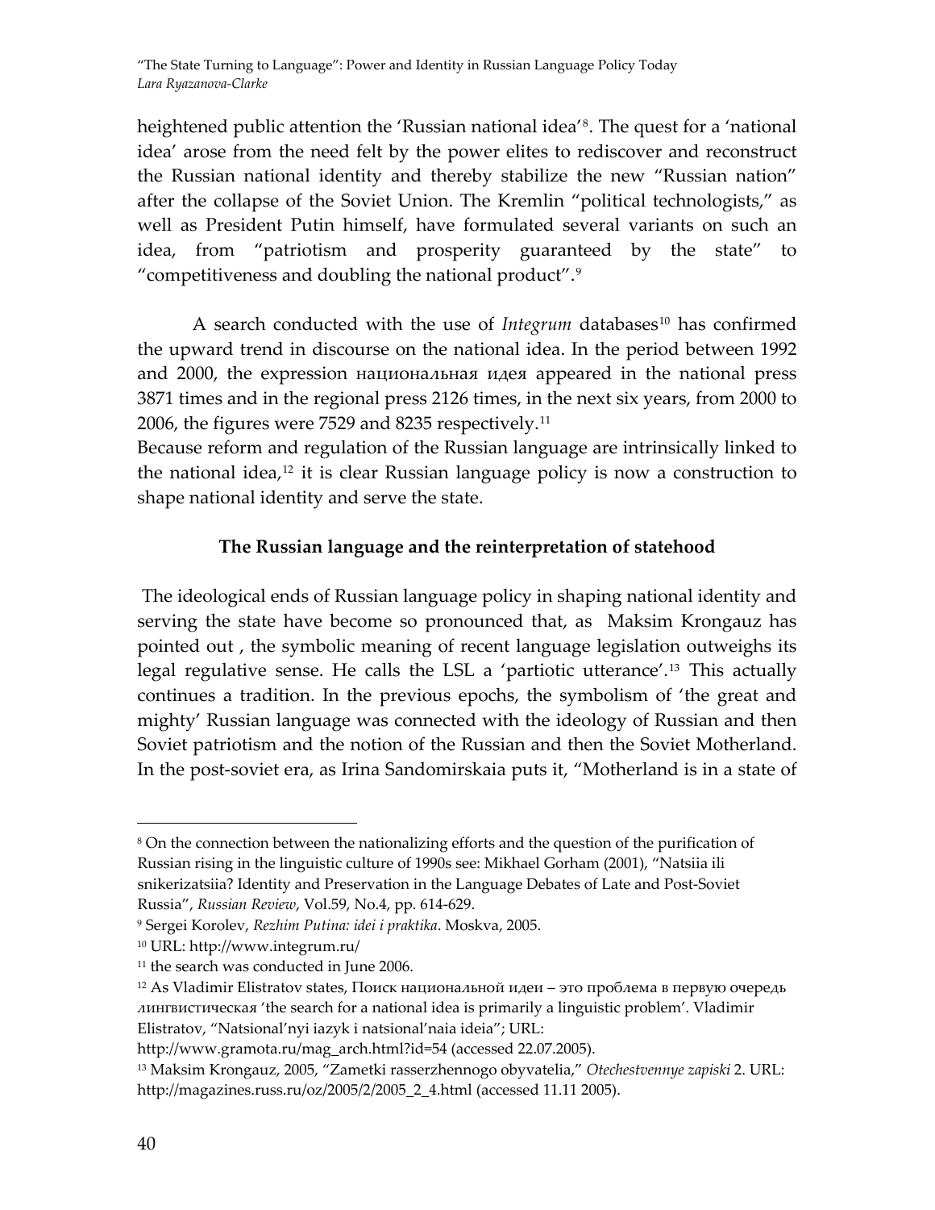heightened public attention the 'Russian national idea'[8]. The quest for a 'national idea' arose from the need felt by the power elites to rediscover and reconstruct the Russian national identity and thereby stabilize the new "Russian nation" after the collapse of the Soviet Union. The Kremlin "political technologists," as well as President Putin himself, have formulated several variants on such an idea, from "patriotism and prosperity guaranteed by the state" to "competitiveness and doubling the national product".[9]

A search conducted with the use of *Integrum* databases[10] has confirmed the upward trend in discourse on the national idea. In the period between 1992 and 2000, the expression национальная идея appeared in the national press 3871 times and in the regional press 2126 times, in the next six years, from 2000 to 2006, the figures were 7529 and 8235 respectively.[11]

Because reform and regulation of the Russian language are intrinsically linked to the national idea,[12] it is clear Russian language policy is now a construction to shape national identity and serve the state.

### The Russian language and the reinterpretation of statehood

The ideological ends of Russian language policy in shaping national identity and serving the state have become so pronounced that, as Maksim Krongauz has pointed out , the symbolic meaning of recent language legislation outweighs its legal regulative sense. He calls the LSL a 'partiotic utterance'.[13] This actually continues a tradition. In the previous epochs, the symbolism of 'the great and mighty' Russian language was connected with the ideology of Russian and then Soviet patriotism and the notion of the Russian and then the Soviet Motherland. In the post-soviet era, as Irina Sandomirskaia puts it, "Motherland is in a state of

---

[8] On the connection between the nationalizing efforts and the question of the purification of Russian rising in the linguistic culture of 1990s see: Mikhael Gorham (2001), "Natsiia ili snikerizatsiia? Identity and Preservation in the Language Debates of Late and Post-Soviet Russia", *Russian Review*, Vol.59, No.4, pp. 614-629.

[9] Sergei Korolev, *Rezhim Putina: idei i praktika*. Moskva, 2005.

[10] URL: http://www.integrum.ru/

[11] the search was conducted in June 2006.

[12] As Vladimir Elistratov states, Поиск национальной идеи – это проблема в первую очередь лингвистическая 'the search for a national idea is primarily a linguistic problem'. Vladimir Elistratov, "Natsional'nyi iazyk i natsional'naia ideia"; URL: http://www.gramota.ru/mag_arch.html?id=54 (accessed 22.07.2005).

[13] Maksim Krongauz, 2005, "Zametki rasserzhennogo obyvatelia," *Otechestvennye zapiski* 2. URL: http://magazines.russ.ru/oz/2005/2/2005_2_4.html (accessed 11.11 2005).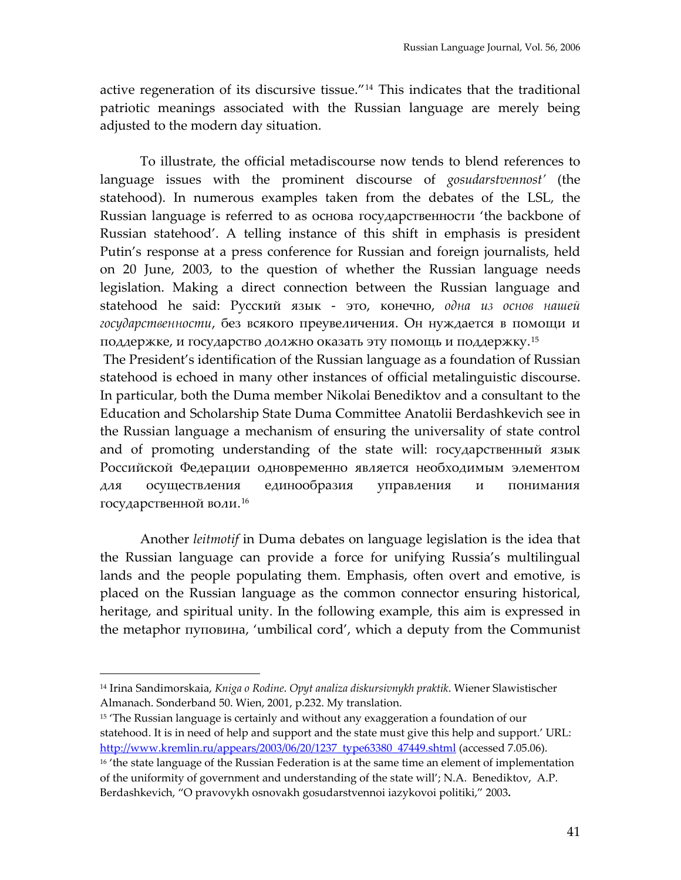active regeneration of its discursive tissue."[14] This indicates that the traditional patriotic meanings associated with the Russian language are merely being adjusted to the modern day situation.

To illustrate, the official metadiscourse now tends to blend references to language issues with the prominent discourse of *gosudarstvennost'* (the statehood). In numerous examples taken from the debates of the LSL, the Russian language is referred to as основа государственности 'the backbone of Russian statehood'. A telling instance of this shift in emphasis is president Putin's response at a press conference for Russian and foreign journalists, held on 20 June, 2003, to the question of whether the Russian language needs legislation. Making a direct connection between the Russian language and statehood he said: Русский язык - это, конечно, *одна из основ нашей государственности*, без всякого преувеличения. Он нуждается в помощи и поддержке, и государство должно оказать эту помощь и поддержку.[15]

The President's identification of the Russian language as a foundation of Russian statehood is echoed in many other instances of official metalinguistic discourse. In particular, both the Duma member Nikolai Benediktov and a consultant to the Education and Scholarship State Duma Committee Anatolii Berdashkevich see in the Russian language a mechanism of ensuring the universality of state control and of promoting understanding of the state will: государственный язык Российской Федерации одновременно является необходимым элементом для осуществления единообразия управления и понимания государственной воли.[16]

Another *leitmotif* in Duma debates on language legislation is the idea that the Russian language can provide a force for unifying Russia's multilingual lands and the people populating them. Emphasis, often overt and emotive, is placed on the Russian language as the common connector ensuring historical, heritage, and spiritual unity. In the following example, this aim is expressed in the metaphor пуповина, 'umbilical cord', which a deputy from the Communist

---

[14] Irina Sandimorskaia, *Kniga o Rodine. Opyt analiza diskursivnykh praktik.* Wiener Slawistischer Almanach. Sonderband 50. Wien, 2001, p.232. My translation.

[15] 'The Russian language is certainly and without any exaggeration a foundation of our statehood. It is in need of help and support and the state must give this help and support.' URL: http://www.kremlin.ru/appears/2003/06/20/1237_type63380_47449.shtml (accessed 7.05.06).

[16] 'the state language of the Russian Federation is at the same time an element of implementation of the uniformity of government and understanding of the state will'; N.A. Benediktov, A.P. Berdashkevich, "O pravovykh osnovakh gosudarstvennoi iazykovoi politiki," 2003.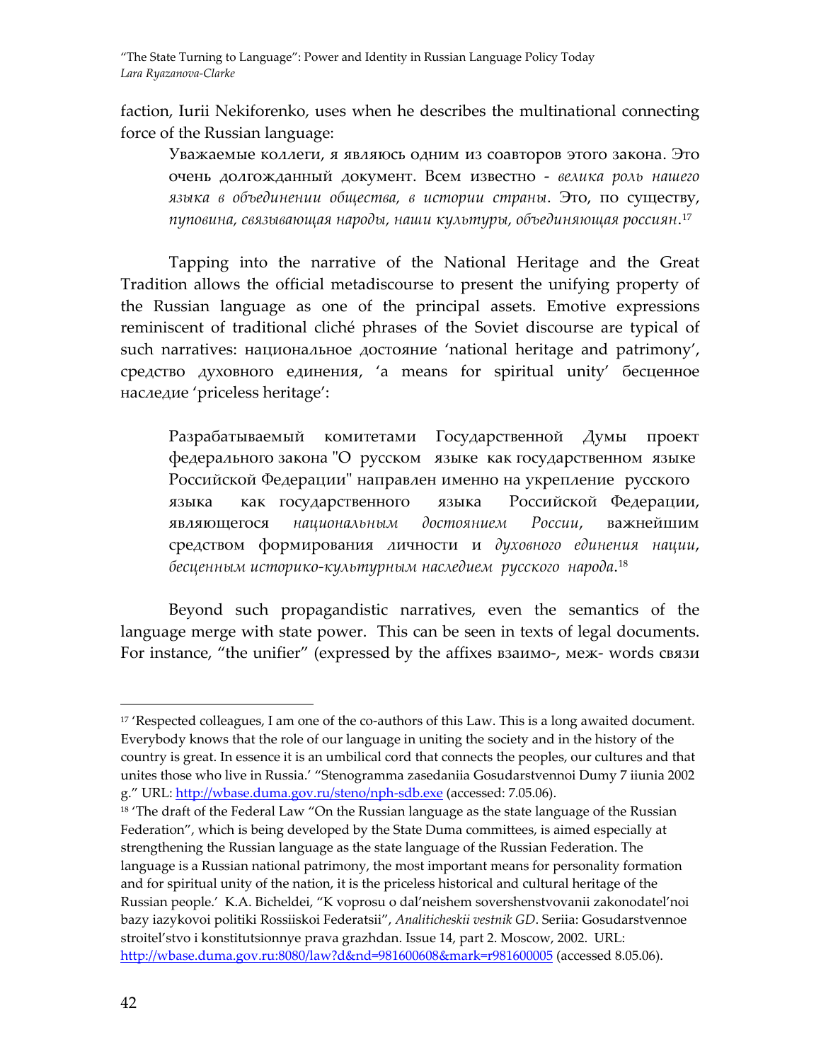faction, Iurii Nekiforenko, uses when he describes the multinational connecting force of the Russian language:

> Уважаемые коллеги, я являюсь одним из соавторов этого закона. Это очень долгожданный документ. Всем известно - *велика роль нашего языка в объединении общества, в истории страны*. Это, по существу, *пуповина, связывающая народы, наши культуры, объединяющая россиян*.[17]

Tapping into the narrative of the National Heritage and the Great Tradition allows the official metadiscourse to present the unifying property of the Russian language as one of the principal assets. Emotive expressions reminiscent of traditional cliché phrases of the Soviet discourse are typical of such narratives: национальное достояние 'national heritage and patrimony', средство духовного единения, 'a means for spiritual unity' бесценное наследие 'priceless heritage':

> Разрабатываемый комитетами Государственной Думы проект федерального закона "О русском языке как государственном языке Российской Федерации" направлен именно на укрепление русского языка как государственного языка Российской Федерации, являющегося *национальным достоянием России*, важнейшим средством формирования личности и *духовного единения нации*, *бесценным историко-культурным наследием русского народа*.[18]

Beyond such propagandistic narratives, even the semantics of the language merge with state power. This can be seen in texts of legal documents. For instance, "the unifier" (expressed by the affixes взаимо-, меж- words связи

---

[17] 'Respected colleagues, I am one of the co-authors of this Law. This is a long awaited document. Everybody knows that the role of our language in uniting the society and in the history of the country is great. In essence it is an umbilical cord that connects the peoples, our cultures and that unites those who live in Russia.' "Stenogramma zasedaniia Gosudarstvennoi Dumy 7 iiunia 2002 g." URL: http://wbase.duma.gov.ru/steno/nph-sdb.exe (accessed: 7.05.06).

[18] 'The draft of the Federal Law "On the Russian language as the state language of the Russian Federation", which is being developed by the State Duma committees, is aimed especially at strengthening the Russian language as the state language of the Russian Federation. The language is a Russian national patrimony, the most important means for personality formation and for spiritual unity of the nation, it is the priceless historical and cultural heritage of the Russian people.' K.A. Bicheldei, "K voprosu o dal'neishem sovershenstvovanii zakonodatel'noi bazy iazykovoi politiki Rossiiskoi Federatsii", *Analiticheskii vestnik GD*. Seriia: Gosudarstvennoe stroitel'stvo i konstitutsionnye prava grazhdan. Issue 14, part 2. Moscow, 2002. URL: http://wbase.duma.gov.ru:8080/law?d&nd=981600608&mark=r981600005 (accessed 8.05.06).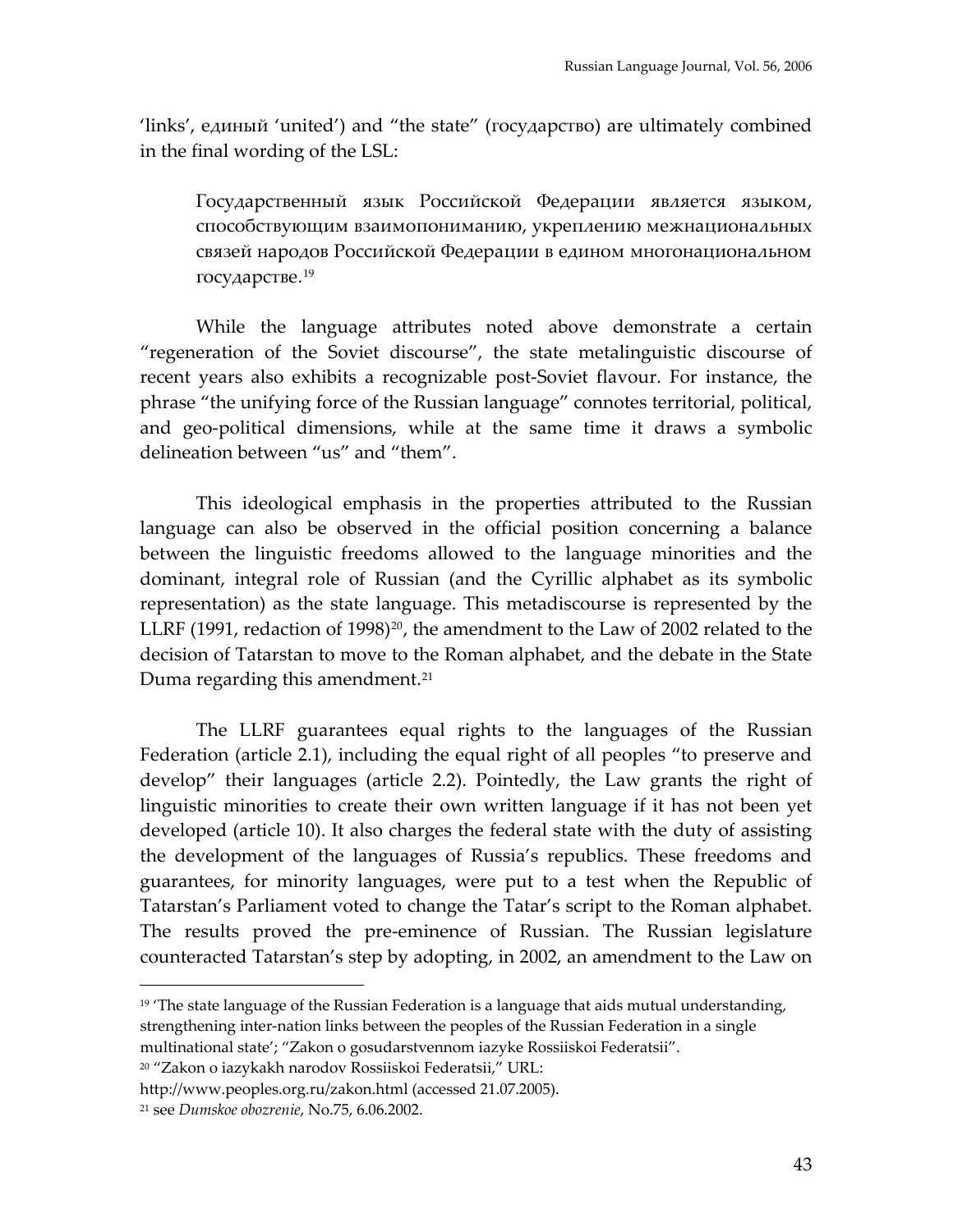'links', единый 'united') and "the state" (государство) are ultimately combined in the final wording of the LSL:

> Государственный язык Российской Федерации является языком, способствующим взаимопониманию, укреплению межнациональных связей народов Российской Федерации в едином многонациональном государстве.[19]

While the language attributes noted above demonstrate a certain "regeneration of the Soviet discourse", the state metalinguistic discourse of recent years also exhibits a recognizable post-Soviet flavour. For instance, the phrase "the unifying force of the Russian language" connotes territorial, political, and geo-political dimensions, while at the same time it draws a symbolic delineation between "us" and "them".

This ideological emphasis in the properties attributed to the Russian language can also be observed in the official position concerning a balance between the linguistic freedoms allowed to the language minorities and the dominant, integral role of Russian (and the Cyrillic alphabet as its symbolic representation) as the state language. This metadiscourse is represented by the LLRF (1991, redaction of 1998)[20], the amendment to the Law of 2002 related to the decision of Tatarstan to move to the Roman alphabet, and the debate in the State Duma regarding this amendment.[21]

The LLRF guarantees equal rights to the languages of the Russian Federation (article 2.1), including the equal right of all peoples "to preserve and develop" their languages (article 2.2). Pointedly, the Law grants the right of linguistic minorities to create their own written language if it has not been yet developed (article 10). It also charges the federal state with the duty of assisting the development of the languages of Russia's republics. These freedoms and guarantees, for minority languages, were put to a test when the Republic of Tatarstan's Parliament voted to change the Tatar's script to the Roman alphabet. The results proved the pre-eminence of Russian. The Russian legislature counteracted Tatarstan's step by adopting, in 2002, an amendment to the Law on

---

[19] 'The state language of the Russian Federation is a language that aids mutual understanding, strengthening inter-nation links between the peoples of the Russian Federation in a single multinational state'; "Zakon o gosudarstvennom iazyke Rossiiskoi Federatsii".

[20] "Zakon o iazykakh narodov Rossiiskoi Federatsii," URL: http://www.peoples.org.ru/zakon.html (accessed 21.07.2005).

[21] see *Dumskoe obozrenie*, No.75, 6.06.2002.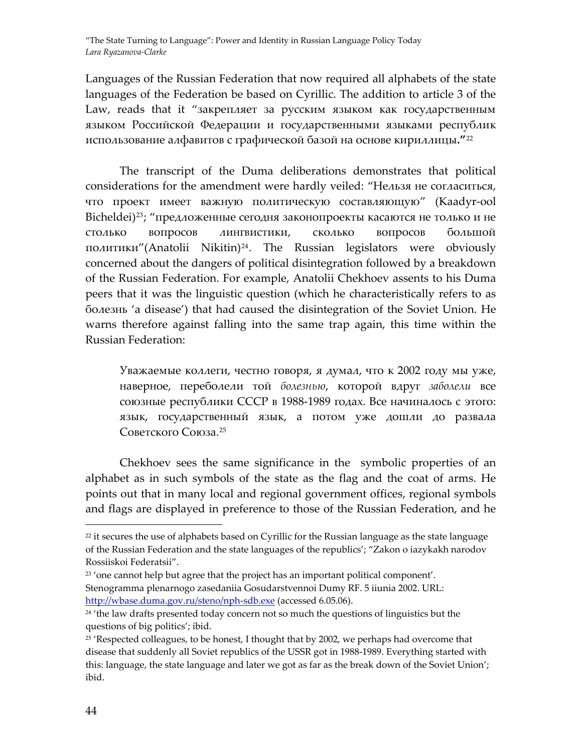Languages of the Russian Federation that now required all alphabets of the state languages of the Federation be based on Cyrillic. The addition to article 3 of the Law, reads that it "закрепляет за русским языком как государственным языком Российской Федерации и государственными языками республик использование алфавитов с графической базой на основе кириллицы**."**[22]

The transcript of the Duma deliberations demonstrates that political considerations for the amendment were hardly veiled: "Нельзя не согласиться, что проект имеет важную политическую составляющую" (Kaadyr-ool Bicheldei)[23]; "предложенные сегодня законопроекты касаются не только и не столько вопросов лингвистики, сколько вопросов большой политики"(Anatolii Nikitin)[24]. The Russian legislators were obviously concerned about the dangers of political disintegration followed by a breakdown of the Russian Federation. For example, Anatolii Chekhoev assents to his Duma peers that it was the linguistic question (which he characteristically refers to as болезнь 'a disease') that had caused the disintegration of the Soviet Union. He warns therefore against falling into the same trap again, this time within the Russian Federation:

> Уважаемые коллеги, честно говоря, я думал, что к 2002 году мы уже, наверное, переболели той *болезнью*, которой вдруг *заболели* все союзные республики СССР в 1988-1989 годах. Все начиналось с этого: язык, государственный язык, а потом уже дошли до развала Советского Союза.[25]

Chekhoev sees the same significance in the symbolic properties of an alphabet as in such symbols of the state as the flag and the coat of arms. He points out that in many local and regional government offices, regional symbols and flags are displayed in preference to those of the Russian Federation, and he

---

[22] it secures the use of alphabets based on Cyrillic for the Russian language as the state language of the Russian Federation and the state languages of the republics'; "Zakon o iazykakh narodov Rossiiskoi Federatsii".

[23] 'one cannot help but agree that the project has an important political component'. Stenogramma plenarnogo zasedaniia Gosudarstvennoi Dumy RF. 5 iiunia 2002. URL: http://wbase.duma.gov.ru/steno/nph-sdb.exe (accessed 6.05.06).

[24] 'the law drafts presented today concern not so much the questions of linguistics but the questions of big politics'; ibid.

[25] 'Respected colleagues, to be honest, I thought that by 2002, we perhaps had overcome that disease that suddenly all Soviet republics of the USSR got in 1988-1989. Everything started with this: language, the state language and later we got as far as the break down of the Soviet Union'; ibid.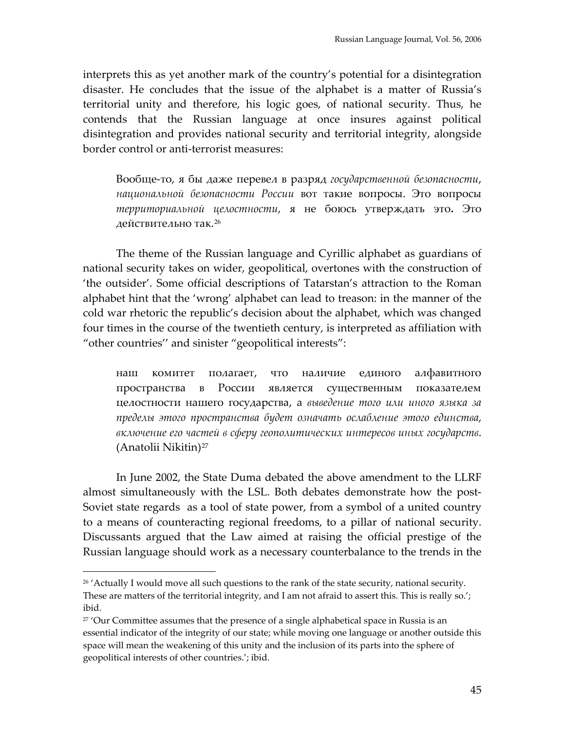interprets this as yet another mark of the country's potential for a disintegration disaster. He concludes that the issue of the alphabet is a matter of Russia's territorial unity and therefore, his logic goes, of national security. Thus, he contends that the Russian language at once insures against political disintegration and provides national security and territorial integrity, alongside border control or anti-terrorist measures:

> Вообще-то, я бы даже перевел в разряд *государственной безопасности*, *национальной безопасности России* вот такие вопросы. Это вопросы *территориальной целостности*, я не боюсь утверждать это**.** Это действительно так.[26]

The theme of the Russian language and Cyrillic alphabet as guardians of national security takes on wider, geopolitical, overtones with the construction of 'the outsider'. Some official descriptions of Tatarstan's attraction to the Roman alphabet hint that the 'wrong' alphabet can lead to treason: in the manner of the cold war rhetoric the republic's decision about the alphabet, which was changed four times in the course of the twentieth century, is interpreted as affiliation with "other countries'' and sinister "geopolitical interests":

> наш комитет полагает, что наличие единого алфавитного пространства в России является существенным показателем целостности нашего государства, а *выведение того или иного языка за пределы этого пространства будет означать ослабление этого единства*, *включение его частей в сферу геополитических интересов иных государств*. (Anatolii Nikitin)[27]

In June 2002, the State Duma debated the above amendment to the LLRF almost simultaneously with the LSL. Both debates demonstrate how the post-Soviet state regards  as a tool of state power, from a symbol of a united country to a means of counteracting regional freedoms, to a pillar of national security. Discussants argued that the Law aimed at raising the official prestige of the Russian language should work as a necessary counterbalance to the trends in the

---

[26] 'Actually I would move all such questions to the rank of the state security, national security. These are matters of the territorial integrity, and I am not afraid to assert this. This is really so.'; ibid.

[27] 'Our Committee assumes that the presence of a single alphabetical space in Russia is an essential indicator of the integrity of our state; while moving one language or another outside this space will mean the weakening of this unity and the inclusion of its parts into the sphere of geopolitical interests of other countries.'; ibid.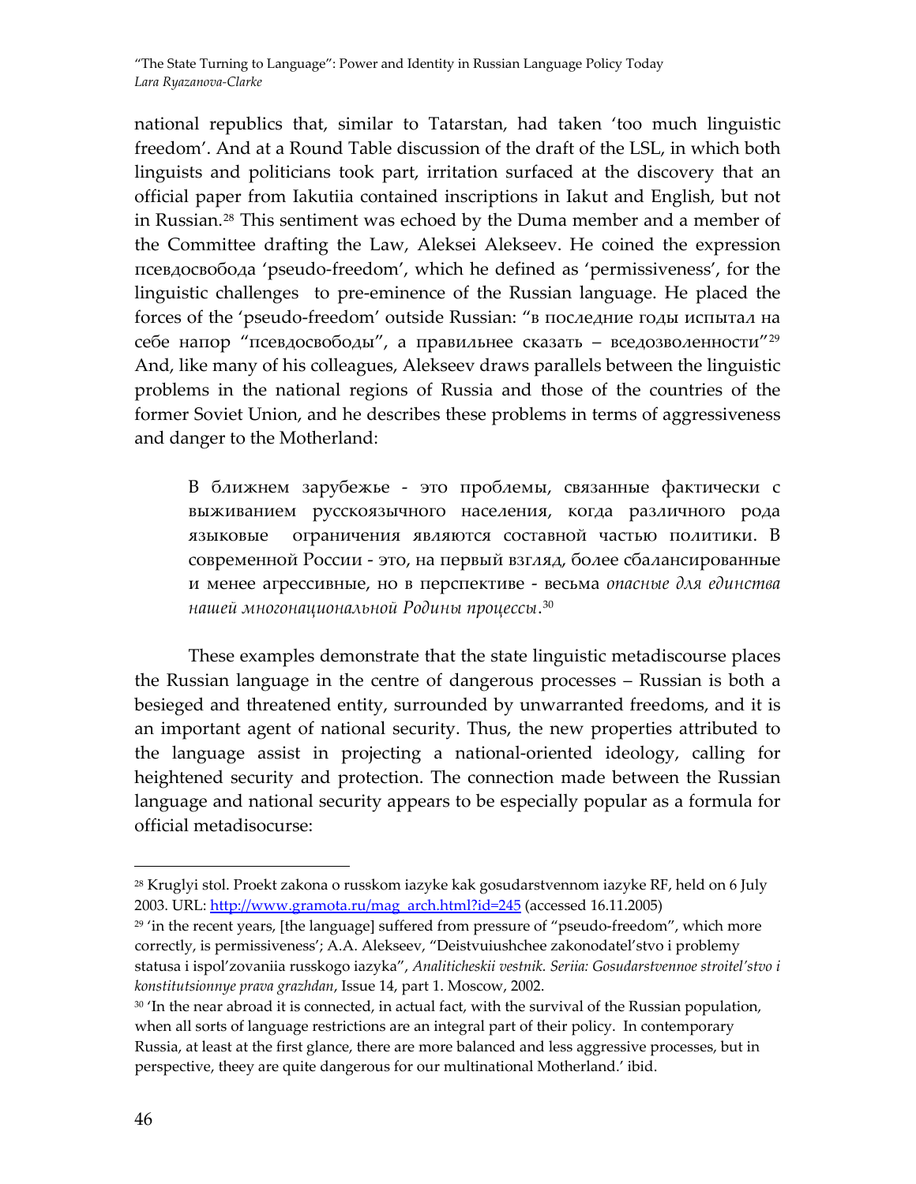national republics that, similar to Tatarstan, had taken 'too much linguistic freedom'. And at a Round Table discussion of the draft of the LSL, in which both linguists and politicians took part, irritation surfaced at the discovery that an official paper from Iakutiia contained inscriptions in Iakut and English, but not in Russian.[28] This sentiment was echoed by the Duma member and a member of the Committee drafting the Law, Aleksei Alekseev. He coined the expression псевдосвобода 'pseudo-freedom', which he defined as 'permissiveness', for the linguistic challenges to pre-eminence of the Russian language. He placed the forces of the 'pseudo-freedom' outside Russian: "в последние годы испытал на себе напор "псевдосвободы", а правильнее сказать – вседозволенности"[29] And, like many of his colleagues, Alekseev draws parallels between the linguistic problems in the national regions of Russia and those of the countries of the former Soviet Union, and he describes these problems in terms of aggressiveness and danger to the Motherland:

> В ближнем зарубежье - это проблемы, связанные фактически с выживанием русскоязычного населения, когда различного рода языковые ограничения являются составной частью политики. В современной России - это, на первый взгляд, более сбалансированные и менее агрессивные, но в перспективе - весьма *опасные для единства нашей многонациональной Родины процессы*.[30]

These examples demonstrate that the state linguistic metadiscourse places the Russian language in the centre of dangerous processes – Russian is both a besieged and threatened entity, surrounded by unwarranted freedoms, and it is an important agent of national security. Thus, the new properties attributed to the language assist in projecting a national-oriented ideology, calling for heightened security and protection. The connection made between the Russian language and national security appears to be especially popular as a formula for official metadisocurse:

---

[28] Kruglyi stol. Proekt zakona o russkom iazyke kak gosudarstvennom iazyke RF, held on 6 July 2003. URL: http://www.gramota.ru/mag_arch.html?id=245 (accessed 16.11.2005)

[29] 'in the recent years, [the language] suffered from pressure of "pseudo-freedom", which more correctly, is permissiveness'; A.A. Alekseev, "Deistvuiushchee zakonodatel'stvo i problemy statusa i ispol'zovaniia russkogo iazyka", *Analiticheskii vestnik. Seriia: Gosudarstvennoe stroitel'stvo i konstitutsionnye prava grazhdan*, Issue 14, part 1. Moscow, 2002.

[30] 'In the near abroad it is connected, in actual fact, with the survival of the Russian population, when all sorts of language restrictions are an integral part of their policy. In contemporary Russia, at least at the first glance, there are more balanced and less aggressive processes, but in perspective, theey are quite dangerous for our multinational Motherland.' ibid.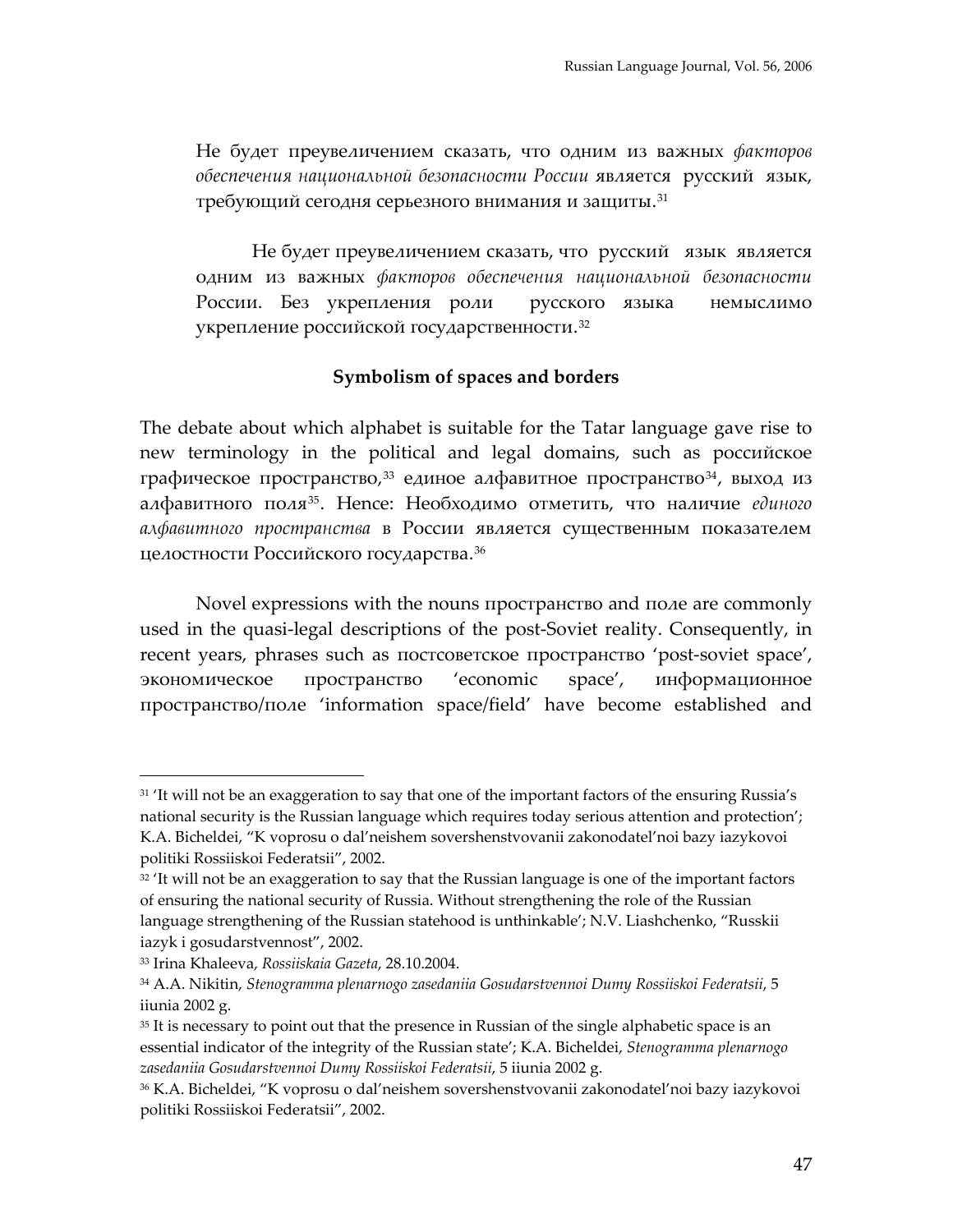> Не будет преувеличением сказать, что одним из важных *факторов обеспечения национальной безопасности России* является русский язык, требующий сегодня серьезного внимания и защиты.[31]

> Не будет преувеличением сказать, что русский язык является одним из важных *факторов обеспечения национальной безопасности* России. Без укрепления роли русского языка немыслимо укрепление российской государственности.[32]

### Symbolism of spaces and borders

The debate about which alphabet is suitable for the Tatar language gave rise to new terminology in the political and legal domains, such as российское графическое пространство,[33] единое алфавитное пространство[34], выход из алфавитного поля[35]. Hence: Необходимо отметить, что наличие *единого алфавитного пространства* в России является существенным показателем целостности Российского государства.[36]

Novel expressions with the nouns пространство and поле are commonly used in the quasi-legal descriptions of the post-Soviet reality. Consequently, in recent years, phrases such as постсоветское пространство 'post-soviet space', экономическое пространство 'economic space', информационное пространство/поле 'information space/field' have become established and

---

[31] 'It will not be an exaggeration to say that one of the important factors of the ensuring Russia's national security is the Russian language which requires today serious attention and protection'; K.A. Bicheldei, "K voprosu o dal'neishem sovershenstvovanii zakonodatel'noi bazy iazykovoi politiki Rossiiskoi Federatsii", 2002.

[32] 'It will not be an exaggeration to say that the Russian language is one of the important factors of ensuring the national security of Russia. Without strengthening the role of the Russian language strengthening of the Russian statehood is unthinkable'; N.V. Liashchenko, "Russkii iazyk i gosudarstvennost", 2002.

[33] Irina Khaleeva, *Rossiiskaia Gazeta*, 28.10.2004.

[34] A.A. Nikitin, *Stenogramma plenarnogo zasedaniia Gosudarstvennoi Dumy Rossiiskoi Federatsii*, 5 iiunia 2002 g.

[35] It is necessary to point out that the presence in Russian of the single alphabetic space is an essential indicator of the integrity of the Russian state'; K.A. Bicheldei, *Stenogramma plenarnogo zasedaniia Gosudarstvennoi Dumy Rossiiskoi Federatsii*, 5 iiunia 2002 g.

[36] K.A. Bicheldei, "K voprosu o dal'neishem sovershenstvovanii zakonodatel'noi bazy iazykovoi politiki Rossiiskoi Federatsii", 2002.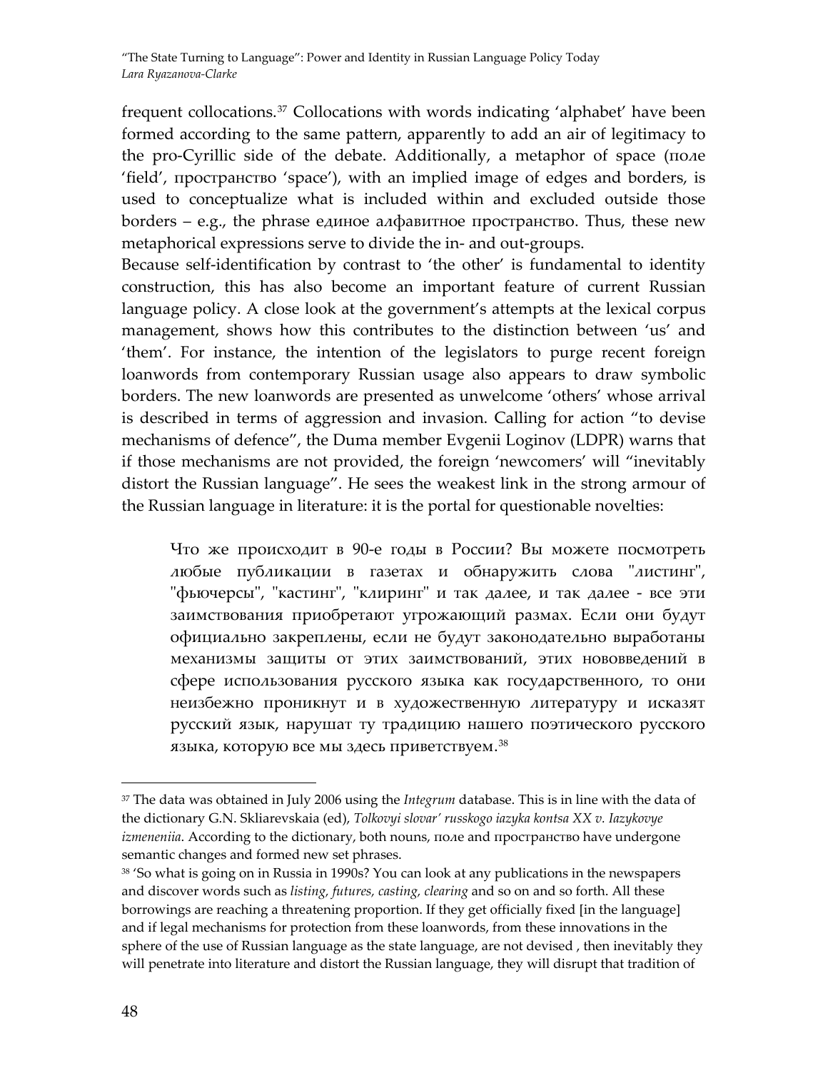frequent collocations.[37] Collocations with words indicating 'alphabet' have been formed according to the same pattern, apparently to add an air of legitimacy to the pro-Cyrillic side of the debate. Additionally, a metaphor of space (поле 'field', пространство 'space'), with an implied image of edges and borders, is used to conceptualize what is included within and excluded outside those borders – e.g., the phrase единое алфавитное пространство. Thus, these new metaphorical expressions serve to divide the in- and out-groups.

Because self-identification by contrast to 'the other' is fundamental to identity construction, this has also become an important feature of current Russian language policy. A close look at the government's attempts at the lexical corpus management, shows how this contributes to the distinction between 'us' and 'them'. For instance, the intention of the legislators to purge recent foreign loanwords from contemporary Russian usage also appears to draw symbolic borders. The new loanwords are presented as unwelcome 'others' whose arrival is described in terms of aggression and invasion. Calling for action "to devise mechanisms of defence", the Duma member Evgenii Loginov (LDPR) warns that if those mechanisms are not provided, the foreign 'newcomers' will "inevitably distort the Russian language". He sees the weakest link in the strong armour of the Russian language in literature: it is the portal for questionable novelties:

> Что же происходит в 90-е годы в России? Вы можете посмотреть любые публикации в газетах и обнаружить слова "листинг", "фьючерсы", "кастинг", "клиринг" и так далее, и так далее - все эти заимствования приобретают угрожающий размах. Если они будут официально закреплены, если не будут законодательно выработаны механизмы защиты от этих заимствований, этих нововведений в сфере использования русского языка как государственного, то они неизбежно проникнут и в художественную литературу и исказят русский язык, нарушат ту традицию нашего поэтического русского языка, которую все мы здесь приветствуем.[38]

---

[37] The data was obtained in July 2006 using the *Integrum* database. This is in line with the data of the dictionary G.N. Skliarevskaia (ed), *Tolkovyi slovar' russkogo iazyka kontsa XX v. Iazykovye izmeneniia*. According to the dictionary, both nouns, поле and пространство have undergone semantic changes and formed new set phrases.

[38] 'So what is going on in Russia in 1990s? You can look at any publications in the newspapers and discover words such as *listing, futures, casting, clearing* and so on and so forth. All these borrowings are reaching a threatening proportion. If they get officially fixed [in the language] and if legal mechanisms for protection from these loanwords, from these innovations in the sphere of the use of Russian language as the state language, are not devised , then inevitably they will penetrate into literature and distort the Russian language, they will disrupt that tradition of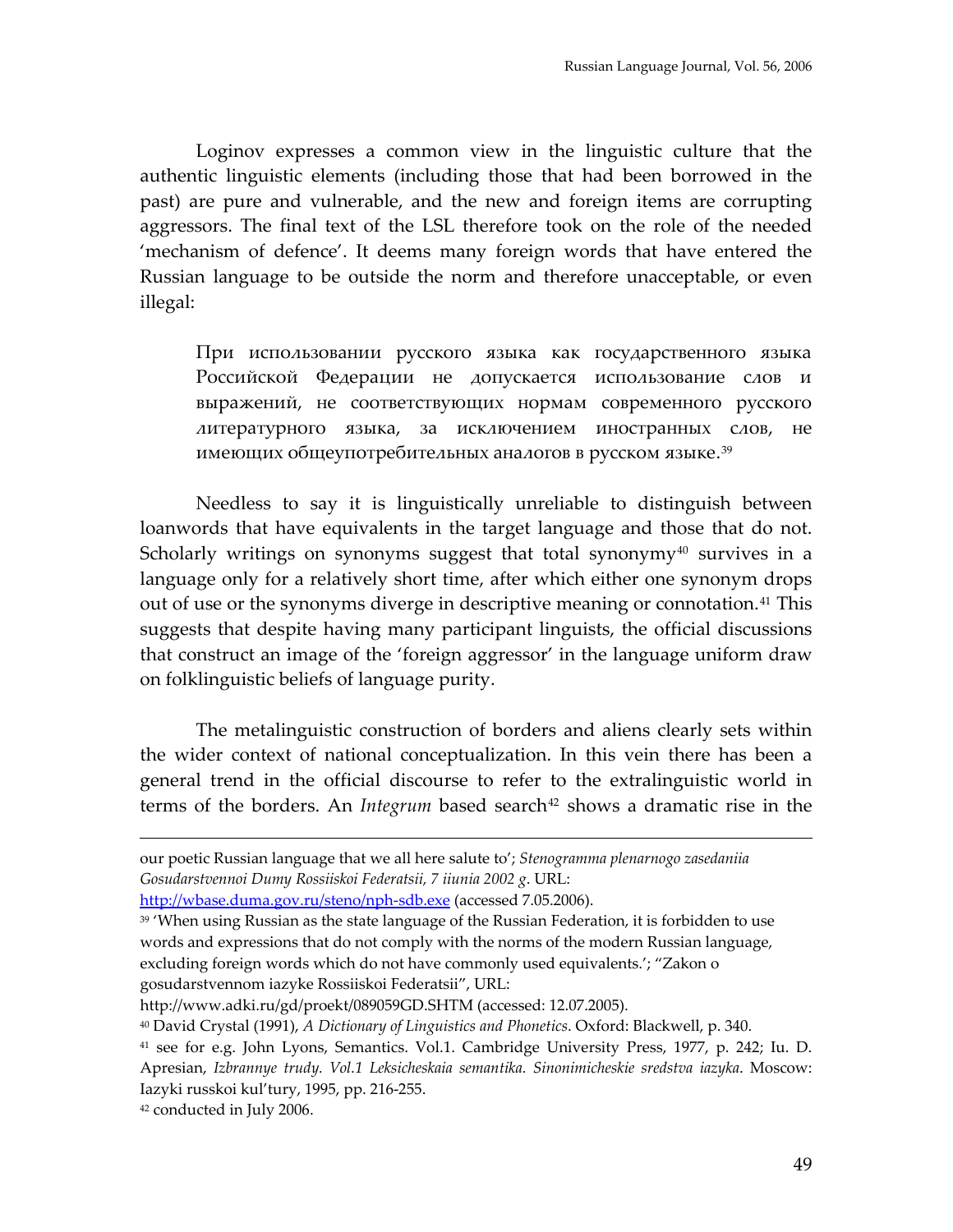Loginov expresses a common view in the linguistic culture that the authentic linguistic elements (including those that had been borrowed in the past) are pure and vulnerable, and the new and foreign items are corrupting aggressors. The final text of the LSL therefore took on the role of the needed 'mechanism of defence'. It deems many foreign words that have entered the Russian language to be outside the norm and therefore unacceptable, or even illegal:

> При использовании русского языка как государственного языка Российской Федерации не допускается использование слов и выражений, не соответствующих нормам современного русского литературного языка, за исключением иностранных слов, не имеющих общеупотребительных аналогов в русском языке.[39]

Needless to say it is linguistically unreliable to distinguish between loanwords that have equivalents in the target language and those that do not. Scholarly writings on synonyms suggest that total synonymy[40] survives in a language only for a relatively short time, after which either one synonym drops out of use or the synonyms diverge in descriptive meaning or connotation.[41] This suggests that despite having many participant linguists, the official discussions that construct an image of the 'foreign aggressor' in the language uniform draw on folklinguistic beliefs of language purity.

The metalinguistic construction of borders and aliens clearly sets within the wider context of national conceptualization. In this vein there has been a general trend in the official discourse to refer to the extralinguistic world in terms of the borders. An *Integrum* based search[42] shows a dramatic rise in the

---

our poetic Russian language that we all here salute to'; *Stenogramma plenarnogo zasedaniia Gosudarstvennoi Dumy Rossiiskoi Federatsii, 7 iiunia 2002 g*. URL: http://wbase.duma.gov.ru/steno/nph-sdb.exe (accessed 7.05.2006).

[39] 'When using Russian as the state language of the Russian Federation, it is forbidden to use words and expressions that do not comply with the norms of the modern Russian language, excluding foreign words which do not have commonly used equivalents.'; "Zakon o gosudarstvennom iazyke Rossiiskoi Federatsii", URL: http://www.adki.ru/gd/proekt/089059GD.SHTM (accessed: 12.07.2005).

[40] David Crystal (1991), *A Dictionary of Linguistics and Phonetics*. Oxford: Blackwell, p. 340.

[41] see for e.g. John Lyons, Semantics. Vol.1. Cambridge University Press, 1977, p. 242; Iu. D. Apresian, *Izbrannye trudy. Vol.1 Leksicheskaia semantika. Sinonimicheskie sredstva iazyka*. Moscow: Iazyki russkoi kul'tury, 1995, pp. 216-255.

[42] conducted in July 2006.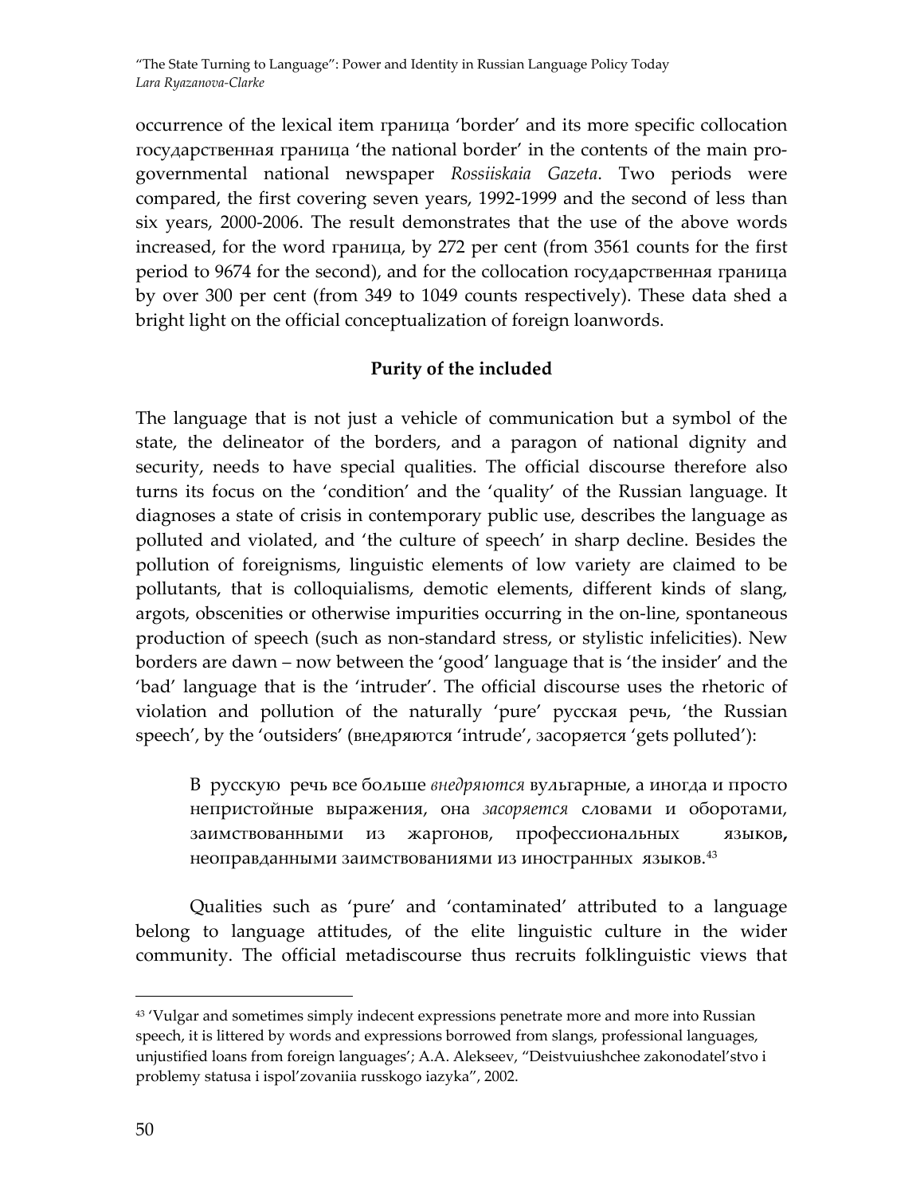occurrence of the lexical item граница 'border' and its more specific collocation государственная граница 'the national border' in the contents of the main pro-governmental national newspaper *Rossiiskaia Gazeta*. Two periods were compared, the first covering seven years, 1992-1999 and the second of less than six years, 2000-2006. The result demonstrates that the use of the above words increased, for the word граница, by 272 per cent (from 3561 counts for the first period to 9674 for the second), and for the collocation государственная граница by over 300 per cent (from 349 to 1049 counts respectively). These data shed a bright light on the official conceptualization of foreign loanwords.

## Purity of the included

The language that is not just a vehicle of communication but a symbol of the state, the delineator of the borders, and a paragon of national dignity and security, needs to have special qualities. The official discourse therefore also turns its focus on the 'condition' and the 'quality' of the Russian language. It diagnoses a state of crisis in contemporary public use, describes the language as polluted and violated, and 'the culture of speech' in sharp decline. Besides the pollution of foreignisms, linguistic elements of low variety are claimed to be pollutants, that is colloquialisms, demotic elements, different kinds of slang, argots, obscenities or otherwise impurities occurring in the on-line, spontaneous production of speech (such as non-standard stress, or stylistic infelicities). New borders are dawn – now between the 'good' language that is 'the insider' and the 'bad' language that is the 'intruder'. The official discourse uses the rhetoric of violation and pollution of the naturally 'pure' русская речь, 'the Russian speech', by the 'outsiders' (внедряются 'intrude', засоряется 'gets polluted'):

> В русскую речь все больше *внедряются* вульгарные, а иногда и просто непристойные выражения, она *засоряется* словами и оборотами, заимствованными из жаргонов, профессиональных языков, неоправданными заимствованиями из иностранных языков.[43]

Qualities such as 'pure' and 'contaminated' attributed to a language belong to language attitudes, of the elite linguistic culture in the wider community. The official metadiscourse thus recruits folklinguistic views that

---

[43] 'Vulgar and sometimes simply indecent expressions penetrate more and more into Russian speech, it is littered by words and expressions borrowed from slangs, professional languages, unjustified loans from foreign languages'; A.A. Alekseev, "Deistvuiushchee zakonodatel'stvo i problemy statusa i ispol'zovaniia russkogo iazyka", 2002.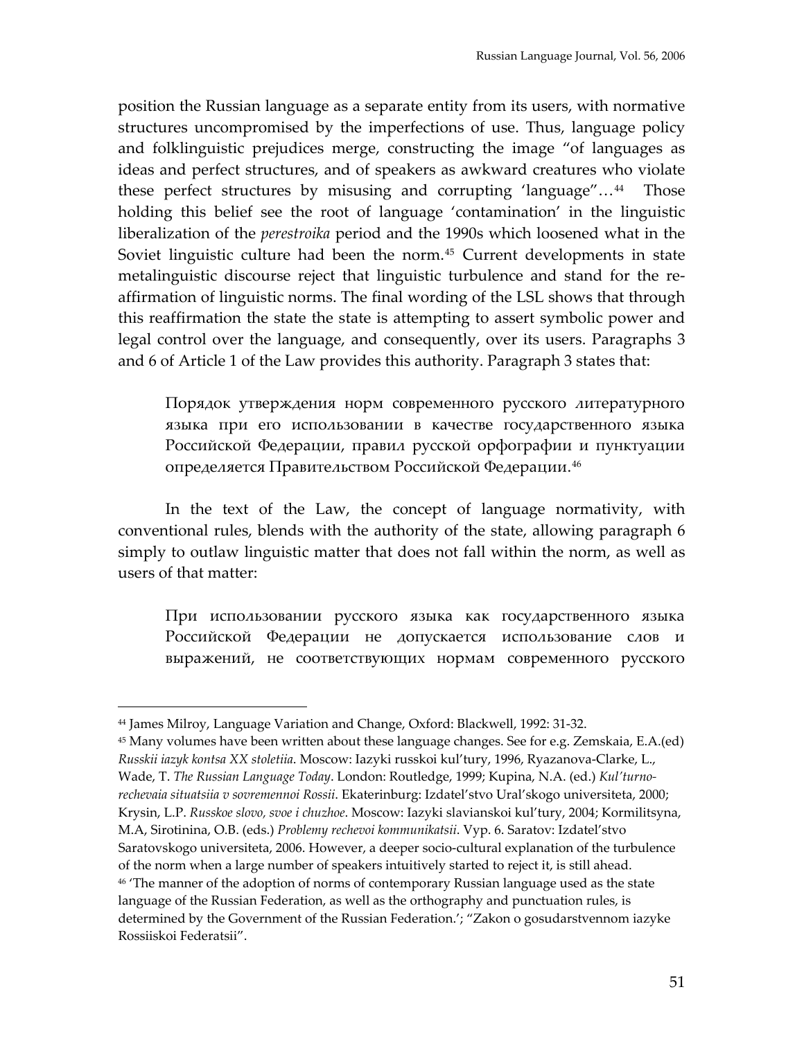position the Russian language as a separate entity from its users, with normative structures uncompromised by the imperfections of use. Thus, language policy and folklinguistic prejudices merge, constructing the image "of languages as ideas and perfect structures, and of speakers as awkward creatures who violate these perfect structures by misusing and corrupting 'language"…[44] Those holding this belief see the root of language 'contamination' in the linguistic liberalization of the *perestroika* period and the 1990s which loosened what in the Soviet linguistic culture had been the norm.[45] Current developments in state metalinguistic discourse reject that linguistic turbulence and stand for the re-affirmation of linguistic norms. The final wording of the LSL shows that through this reaffirmation the state the state is attempting to assert symbolic power and legal control over the language, and consequently, over its users. Paragraphs 3 and 6 of Article 1 of the Law provides this authority. Paragraph 3 states that:

> Порядок утверждения норм современного русского литературного языка при его использовании в качестве государственного языка Российской Федерации, правил русской орфографии и пунктуации определяется Правительством Российской Федерации.[46]

In the text of the Law, the concept of language normativity, with conventional rules, blends with the authority of the state, allowing paragraph 6 simply to outlaw linguistic matter that does not fall within the norm, as well as users of that matter:

> При использовании русского языка как государственного языка Российской Федерации не допускается использование слов и выражений, не соответствующих нормам современного русского

---

[44] James Milroy, Language Variation and Change, Oxford: Blackwell, 1992: 31-32.

[45] Many volumes have been written about these language changes. See for e.g. Zemskaia, E.A.(ed) *Russkii iazyk kontsa XX stoletiia*. Moscow: Iazyki russkoi kul'tury, 1996, Ryazanova-Clarke, L., Wade, T. *The Russian Language Today*. London: Routledge, 1999; Kupina, N.A. (ed.) *Kul'turno-rechevaia situatsiia v sovremennoi Rossii*. Ekaterinburg: Izdatel'stvo Ural'skogo universiteta, 2000; Krysin, L.P. *Russkoe slovo, svoe i chuzhoe*. Moscow: Iazyki slavianskoi kul'tury, 2004; Kormilitsyna, M.A, Sirotinina, O.B. (eds.) *Problemy rechevoi kommunikatsii*. Vyp. 6. Saratov: Izdatel'stvo Saratovskogo universiteta, 2006. However, a deeper socio-cultural explanation of the turbulence of the norm when a large number of speakers intuitively started to reject it, is still ahead.

[46] 'The manner of the adoption of norms of contemporary Russian language used as the state language of the Russian Federation, as well as the orthography and punctuation rules, is determined by the Government of the Russian Federation.'; "Zakon o gosudarstvennom iazyke Rossiiskoi Federatsii".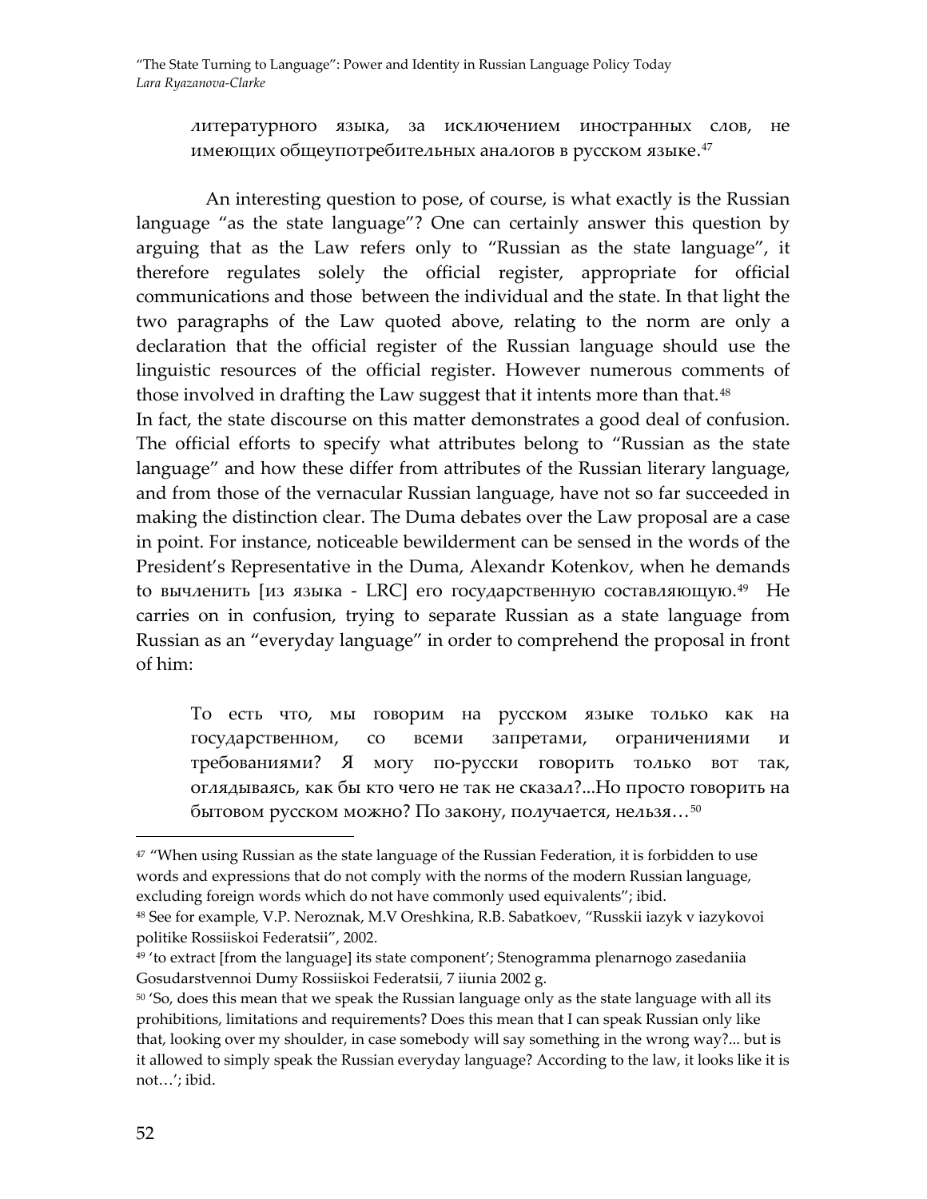литературного языка, за исключением иностранных слов, не имеющих общеупотребительных аналогов в русском языке.[47]

An interesting question to pose, of course, is what exactly is the Russian language "as the state language"? One can certainly answer this question by arguing that as the Law refers only to "Russian as the state language", it therefore regulates solely the official register, appropriate for official communications and those between the individual and the state. In that light the two paragraphs of the Law quoted above, relating to the norm are only a declaration that the official register of the Russian language should use the linguistic resources of the official register. However numerous comments of those involved in drafting the Law suggest that it intents more than that.[48]

In fact, the state discourse on this matter demonstrates a good deal of confusion. The official efforts to specify what attributes belong to "Russian as the state language" and how these differ from attributes of the Russian literary language, and from those of the vernacular Russian language, have not so far succeeded in making the distinction clear. The Duma debates over the Law proposal are a case in point. For instance, noticeable bewilderment can be sensed in the words of the President's Representative in the Duma, Alexandr Kotenkov, when he demands to вычленить [из языка - LRC] его государственную составляющую.[49] He carries on in confusion, trying to separate Russian as a state language from Russian as an "everyday language" in order to comprehend the proposal in front of him:

> То есть что, мы говорим на русском языке только как на государственном, со всеми запретами, ограничениями и требованиями? Я могу по-русски говорить только вот так, оглядываясь, как бы кто чего не так не сказал?...Но просто говорить на бытовом русском можно? По закону, получается, нельзя…[50]

---

[47] "When using Russian as the state language of the Russian Federation, it is forbidden to use words and expressions that do not comply with the norms of the modern Russian language, excluding foreign words which do not have commonly used equivalents"; ibid.

[48] See for example, V.P. Neroznak, M.V Oreshkina, R.B. Sabatkoev, "Russkii iazyk v iazykovoi politike Rossiiskoi Federatsii", 2002.

[49] 'to extract [from the language] its state component'; Stenogramma plenarnogo zasedaniia Gosudarstvennoi Dumy Rossiiskoi Federatsii, 7 iiunia 2002 g.

[50] 'So, does this mean that we speak the Russian language only as the state language with all its prohibitions, limitations and requirements? Does this mean that I can speak Russian only like that, looking over my shoulder, in case somebody will say something in the wrong way?... but is it allowed to simply speak the Russian everyday language? According to the law, it looks like it is not…'; ibid.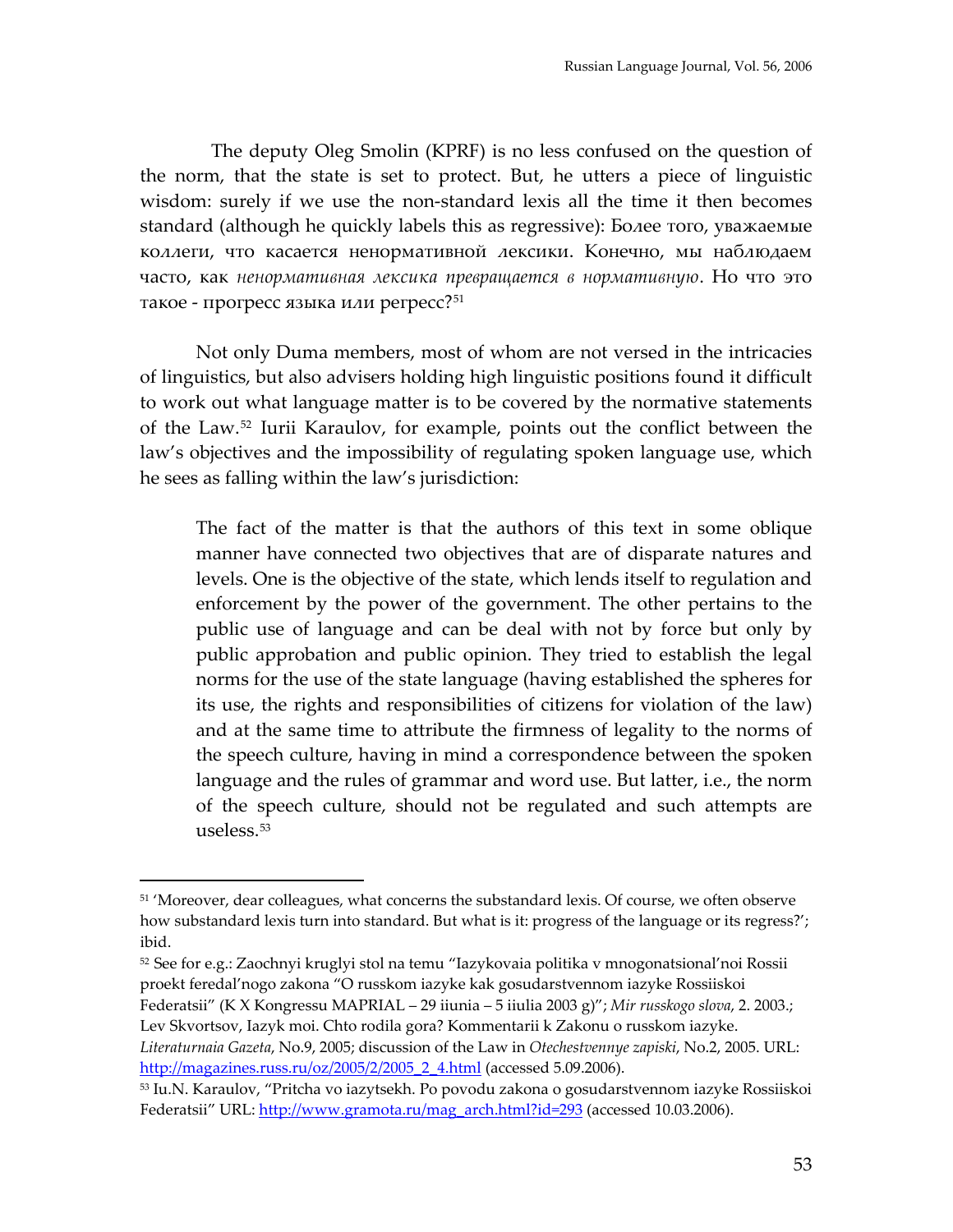The deputy Oleg Smolin (KPRF) is no less confused on the question of the norm, that the state is set to protect. But, he utters a piece of linguistic wisdom: surely if we use the non-standard lexis all the time it then becomes standard (although he quickly labels this as regressive): Более того, уважаемые коллеги, что касается ненормативной лексики. Конечно, мы наблюдаем часто, как *ненормативная лексика превращается в нормативную*. Но что это такое - прогресс языка или регресс?[51]

Not only Duma members, most of whom are not versed in the intricacies of linguistics, but also advisers holding high linguistic positions found it difficult to work out what language matter is to be covered by the normative statements of the Law.[52] Iurii Karaulov, for example, points out the conflict between the law's objectives and the impossibility of regulating spoken language use, which he sees as falling within the law's jurisdiction:

> The fact of the matter is that the authors of this text in some oblique manner have connected two objectives that are of disparate natures and levels. One is the objective of the state, which lends itself to regulation and enforcement by the power of the government. The other pertains to the public use of language and can be deal with not by force but only by public approbation and public opinion. They tried to establish the legal norms for the use of the state language (having established the spheres for its use, the rights and responsibilities of citizens for violation of the law) and at the same time to attribute the firmness of legality to the norms of the speech culture, having in mind a correspondence between the spoken language and the rules of grammar and word use. But latter, i.e., the norm of the speech culture, should not be regulated and such attempts are useless.[53]

---

[51] 'Moreover, dear colleagues, what concerns the substandard lexis. Of course, we often observe how substandard lexis turn into standard. But what is it: progress of the language or its regress?'; ibid.

[52] See for e.g.: Zaochnyi kruglyi stol na temu "Iazykovaia politika v mnogonatsional'noi Rossii proekt feredal'nogo zakona "O russkom iazyke kak gosudarstvennom iazyke Rossiiskoi Federatsii" (K X Kongressu MAPRIAL – 29 iiunia – 5 iiulia 2003 g)"; *Mir russkogo slova*, 2. 2003.; Lev Skvortsov, Iazyk moi. Chto rodila gora? Kommentarii k Zakonu o russkom iazyke. *Literaturnaia Gazeta*, No.9, 2005; discussion of the Law in *Otechestvennye zapiski*, No.2, 2005. URL: http://magazines.russ.ru/oz/2005/2/2005_2_4.html (accessed 5.09.2006).

[53] Iu.N. Karaulov, "Pritcha vo iazytsekh. Po povodu zakona o gosudarstvennom iazyke Rossiiskoi Federatsii" URL: http://www.gramota.ru/mag_arch.html?id=293 (accessed 10.03.2006).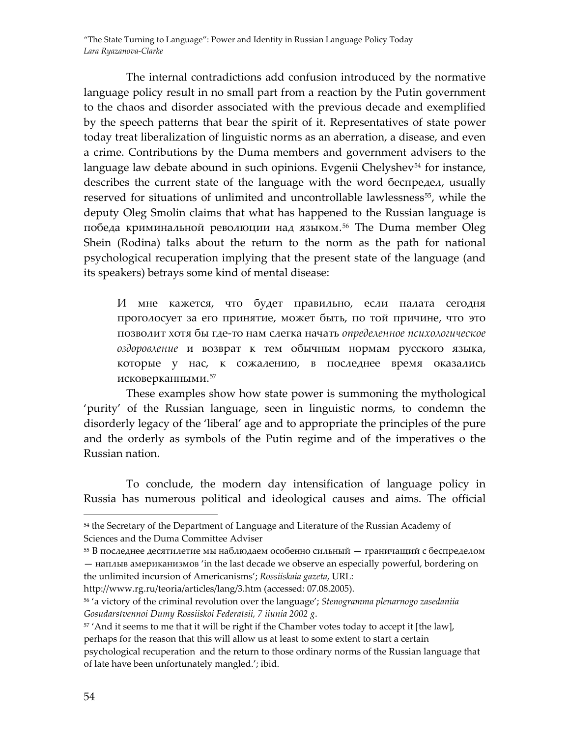The internal contradictions add confusion introduced by the normative language policy result in no small part from a reaction by the Putin government to the chaos and disorder associated with the previous decade and exemplified by the speech patterns that bear the spirit of it. Representatives of state power today treat liberalization of linguistic norms as an aberration, a disease, and even a crime. Contributions by the Duma members and government advisers to the language law debate abound in such opinions. Evgenii Chelyshev[54] for instance, describes the current state of the language with the word беспредел, usually reserved for situations of unlimited and uncontrollable lawlessness[55], while the deputy Oleg Smolin claims that what has happened to the Russian language is победа криминальной революции над языком.[56] The Duma member Oleg Shein (Rodina) talks about the return to the norm as the path for national psychological recuperation implying that the present state of the language (and its speakers) betrays some kind of mental disease:

> И мне кажется, что будет правильно, если палата сегодня проголосует за его принятие, может быть, по той причине, что это позволит хотя бы где-то нам слегка начать *определенное психологическое оздоровление* и возврат к тем обычным нормам русского языка, которые у нас, к сожалению, в последнее время оказались исковерканными.[57]

These examples show how state power is summoning the mythological 'purity' of the Russian language, seen in linguistic norms, to condemn the disorderly legacy of the 'liberal' age and to appropriate the principles of the pure and the orderly as symbols of the Putin regime and of the imperatives o the Russian nation.

To conclude, the modern day intensification of language policy in Russia has numerous political and ideological causes and aims. The official

---

[54] the Secretary of the Department of Language and Literature of the Russian Academy of Sciences and the Duma Committee Adviser

[55] В последнее десятилетие мы наблюдаем особенно сильный — граничащий с беспределом — наплыв американизмов 'in the last decade we observe an especially powerful, bordering on the unlimited incursion of Americanisms'; *Rossiiskaia gazeta*, URL: http://www.rg.ru/teoria/articles/lang/3.htm (accessed: 07.08.2005).

[56] 'a victory of the criminal revolution over the language'; *Stenogramma plenarnogo zasedaniia Gosudarstvennoi Dumy Rossiiskoi Federatsii, 7 iiunia 2002 g*.

[57] 'And it seems to me that it will be right if the Chamber votes today to accept it [the law], perhaps for the reason that this will allow us at least to some extent to start a certain psychological recuperation and the return to those ordinary norms of the Russian language that of late have been unfortunately mangled.'; ibid.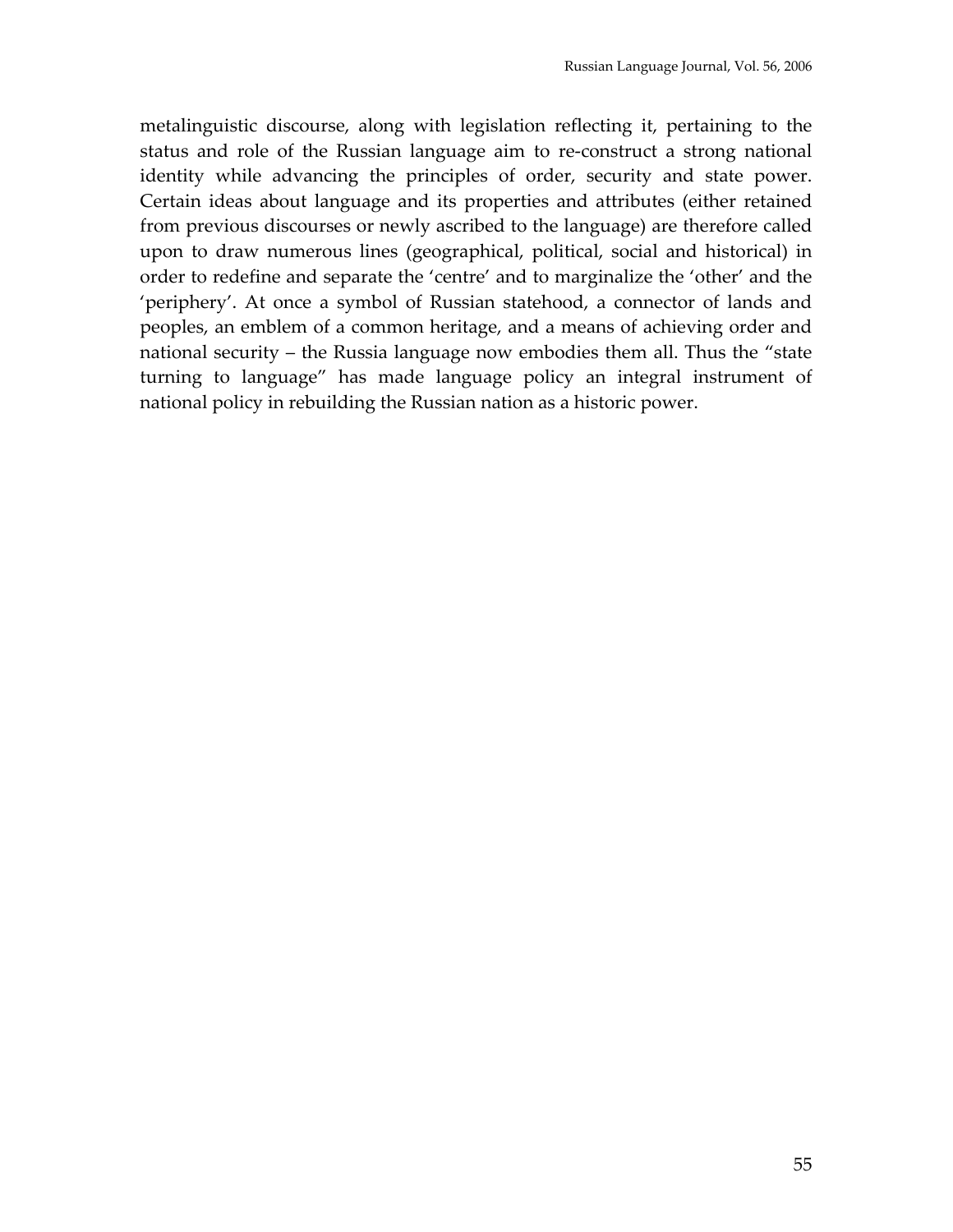metalinguistic discourse, along with legislation reflecting it, pertaining to the status and role of the Russian language aim to re-construct a strong national identity while advancing the principles of order, security and state power. Certain ideas about language and its properties and attributes (either retained from previous discourses or newly ascribed to the language) are therefore called upon to draw numerous lines (geographical, political, social and historical) in order to redefine and separate the 'centre' and to marginalize the 'other' and the 'periphery'. At once a symbol of Russian statehood, a connector of lands and peoples, an emblem of a common heritage, and a means of achieving order and national security – the Russia language now embodies them all. Thus the "state turning to language" has made language policy an integral instrument of national policy in rebuilding the Russian nation as a historic power.